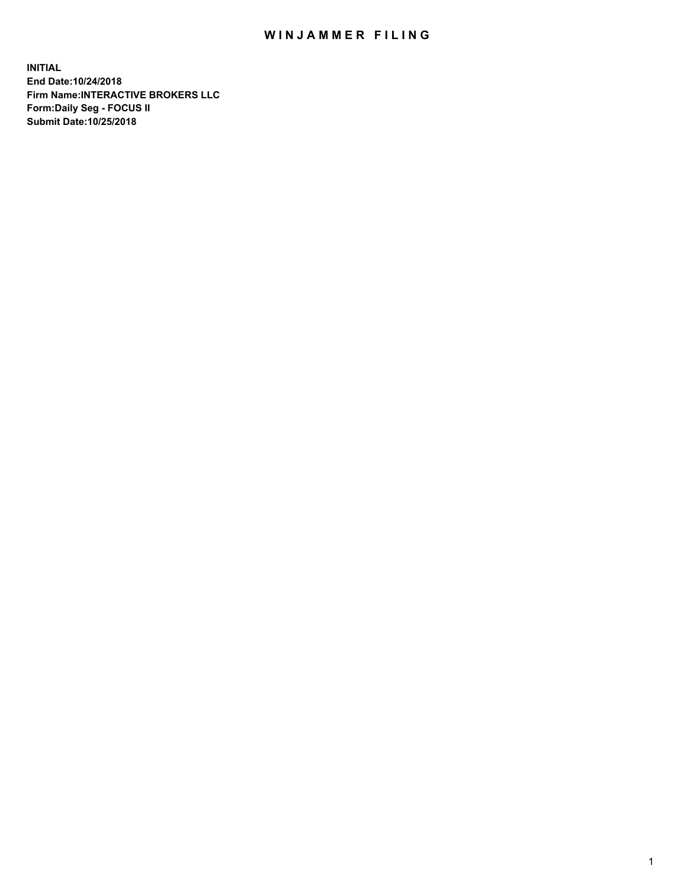# WINJAMMER FILING

**INITIAL**
**End Date:10/24/2018**
**Firm Name:INTERACTIVE BROKERS LLC**
**Form:Daily Seg - FOCUS II**
**Submit Date:10/25/2018**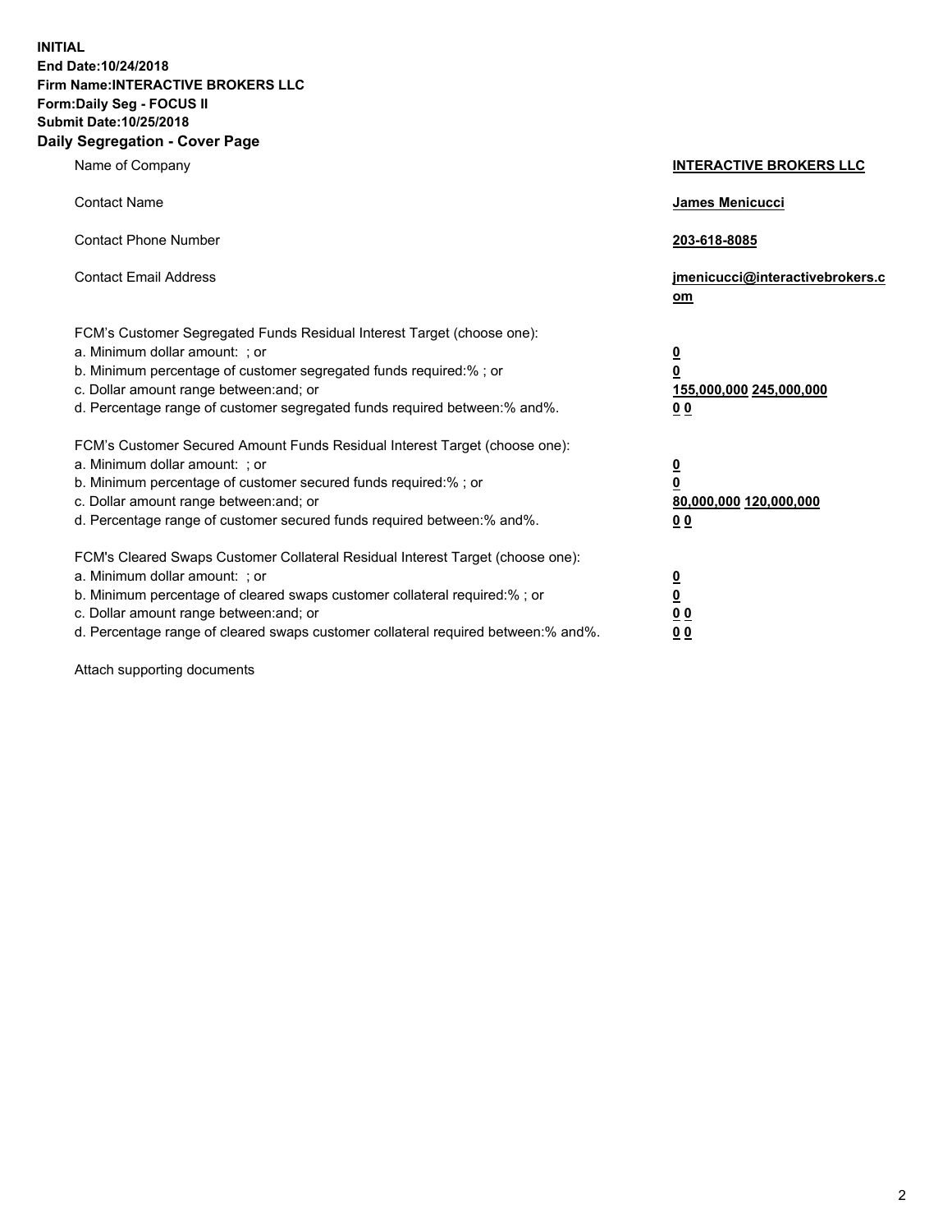**INITIAL**
**End Date:10/24/2018**
**Firm Name:INTERACTIVE BROKERS LLC**
**Form:Daily Seg - FOCUS II**
**Submit Date:10/25/2018**
**Daily Segregation - Cover Page**

| | |
|---|---|
| Name of Company | **INTERACTIVE BROKERS LLC** |
| Contact Name | **James Menicucci** |
| Contact Phone Number | **203-618-8085** |
| Contact Email Address | **jmenicucci@interactivebrokers.com** |
| FCM's Customer Segregated Funds Residual Interest Target (choose one): | |
| a. Minimum dollar amount: ; or | **0** |
| b. Minimum percentage of customer segregated funds required:% ; or | **0** |
| c. Dollar amount range between:and; or | **155,000,000 245,000,000** |
| d. Percentage range of customer segregated funds required between:% and%. | **0 0** |
| FCM's Customer Secured Amount Funds Residual Interest Target (choose one): | |
| a. Minimum dollar amount: ; or | **0** |
| b. Minimum percentage of customer secured funds required:% ; or | **0** |
| c. Dollar amount range between:and; or | **80,000,000 120,000,000** |
| d. Percentage range of customer secured funds required between:% and%. | **0 0** |
| FCM's Cleared Swaps Customer Collateral Residual Interest Target (choose one): | |
| a. Minimum dollar amount: ; or | **0** |
| b. Minimum percentage of cleared swaps customer collateral required:% ; or | **0** |
| c. Dollar amount range between:and; or | **0 0** |
| d. Percentage range of cleared swaps customer collateral required between:% and%. | **0 0** |

Attach supporting documents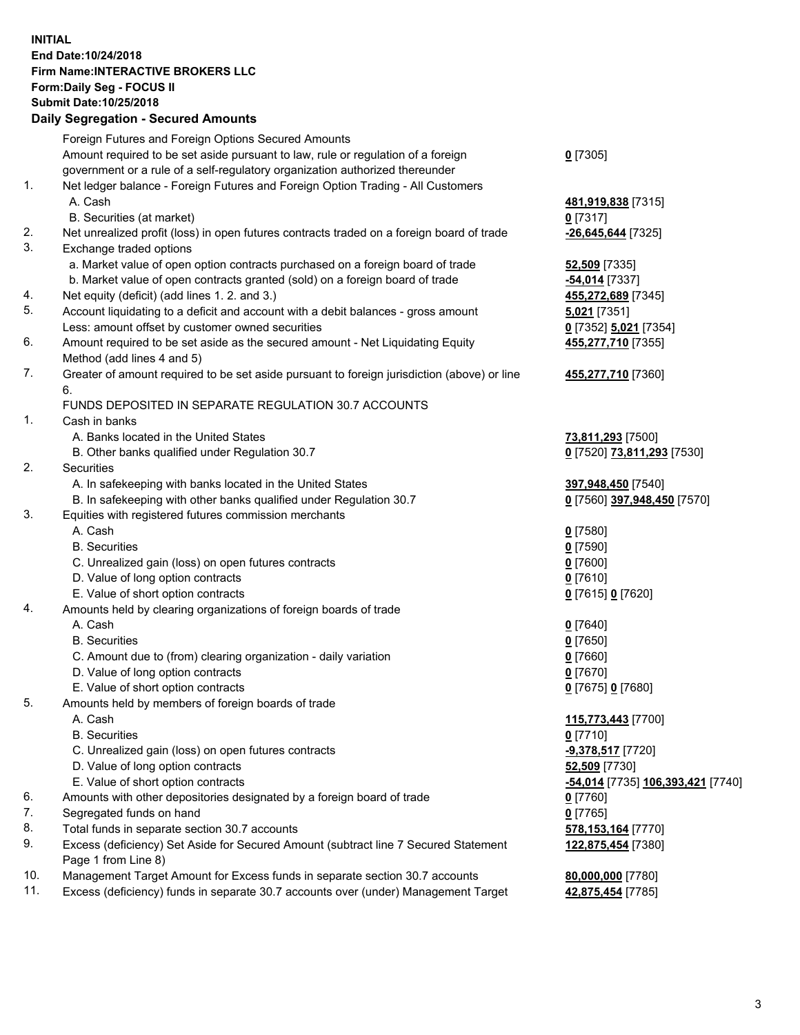**INITIAL**
**End Date:10/24/2018**
**Firm Name:INTERACTIVE BROKERS LLC**
**Form:Daily Seg - FOCUS II**
**Submit Date:10/25/2018**

## Daily Segregation - Secured Amounts

| | | |
|---|---|---|
| | Foreign Futures and Foreign Options Secured Amounts | |
| | Amount required to be set aside pursuant to law, rule or regulation of a foreign government or a rule of a self-regulatory organization authorized thereunder | **0** [7305] |
| 1. | Net ledger balance - Foreign Futures and Foreign Option Trading - All Customers | |
| | A. Cash | **481,919,838** [7315] |
| | B. Securities (at market) | **0** [7317] |
| 2. | Net unrealized profit (loss) in open futures contracts traded on a foreign board of trade | **-26,645,644** [7325] |
| 3. | Exchange traded options | |
| | a. Market value of open option contracts purchased on a foreign board of trade | **52,509** [7335] |
| | b. Market value of open contracts granted (sold) on a foreign board of trade | **-54,014** [7337] |
| 4. | Net equity (deficit) (add lines 1. 2. and 3.) | **455,272,689** [7345] |
| 5. | Account liquidating to a deficit and account with a debit balances - gross amount | **5,021** [7351] |
| | Less: amount offset by customer owned securities | **0** [7352] **5,021** [7354] |
| 6. | Amount required to be set aside as the secured amount - Net Liquidating Equity Method (add lines 4 and 5) | **455,277,710** [7355] |
| 7. | Greater of amount required to be set aside pursuant to foreign jurisdiction (above) or line 6. | **455,277,710** [7360] |
| | FUNDS DEPOSITED IN SEPARATE REGULATION 30.7 ACCOUNTS | |
| 1. | Cash in banks | |
| | A. Banks located in the United States | **73,811,293** [7500] |
| | B. Other banks qualified under Regulation 30.7 | **0** [7520] **73,811,293** [7530] |
| 2. | Securities | |
| | A. In safekeeping with banks located in the United States | **397,948,450** [7540] |
| | B. In safekeeping with other banks qualified under Regulation 30.7 | **0** [7560] **397,948,450** [7570] |
| 3. | Equities with registered futures commission merchants | |
| | A. Cash | **0** [7580] |
| | B. Securities | **0** [7590] |
| | C. Unrealized gain (loss) on open futures contracts | **0** [7600] |
| | D. Value of long option contracts | **0** [7610] |
| | E. Value of short option contracts | **0** [7615] **0** [7620] |
| 4. | Amounts held by clearing organizations of foreign boards of trade | |
| | A. Cash | **0** [7640] |
| | B. Securities | **0** [7650] |
| | C. Amount due to (from) clearing organization - daily variation | **0** [7660] |
| | D. Value of long option contracts | **0** [7670] |
| | E. Value of short option contracts | **0** [7675] **0** [7680] |
| 5. | Amounts held by members of foreign boards of trade | |
| | A. Cash | **115,773,443** [7700] |
| | B. Securities | **0** [7710] |
| | C. Unrealized gain (loss) on open futures contracts | **-9,378,517** [7720] |
| | D. Value of long option contracts | **52,509** [7730] |
| | E. Value of short option contracts | **-54,014** [7735] **106,393,421** [7740] |
| 6. | Amounts with other depositories designated by a foreign board of trade | **0** [7760] |
| 7. | Segregated funds on hand | **0** [7765] |
| 8. | Total funds in separate section 30.7 accounts | **578,153,164** [7770] |
| 9. | Excess (deficiency) Set Aside for Secured Amount (subtract line 7 Secured Statement Page 1 from Line 8) | **122,875,454** [7380] |
| 10. | Management Target Amount for Excess funds in separate section 30.7 accounts | **80,000,000** [7780] |
| 11. | Excess (deficiency) funds in separate 30.7 accounts over (under) Management Target | **42,875,454** [7785] |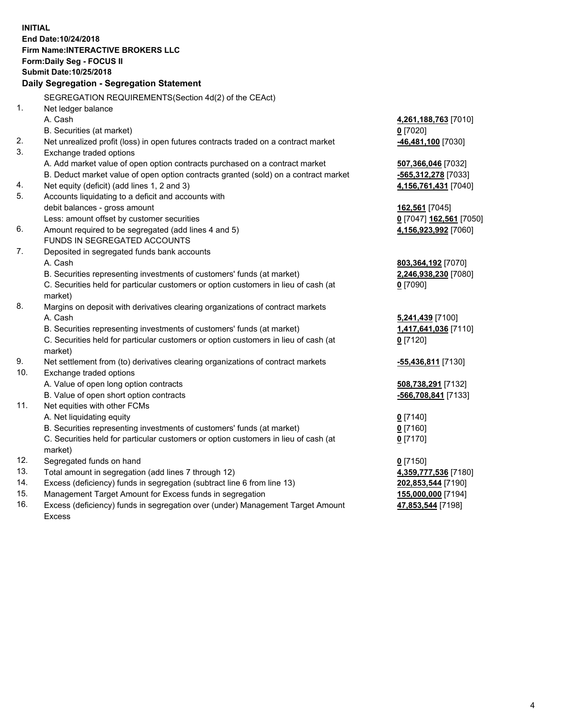**INITIAL**
**End Date:10/24/2018**
**Firm Name:INTERACTIVE BROKERS LLC**
**Form:Daily Seg - FOCUS II**
**Submit Date:10/25/2018**

### Daily Segregation - Segregation Statement

| | | |
|---|---|---|
| | SEGREGATION REQUIREMENTS(Section 4d(2) of the CEAct) | |
| 1. | Net ledger balance | |
| | A. Cash | **4,261,188,763** [7010] |
| | B. Securities (at market) | **0** [7020] |
| 2. | Net unrealized profit (loss) in open futures contracts traded on a contract market | **-46,481,100** [7030] |
| 3. | Exchange traded options | |
| | A. Add market value of open option contracts purchased on a contract market | **507,366,046** [7032] |
| | B. Deduct market value of open option contracts granted (sold) on a contract market | **-565,312,278** [7033] |
| 4. | Net equity (deficit) (add lines 1, 2 and 3) | **4,156,761,431** [7040] |
| 5. | Accounts liquidating to a deficit and accounts with | |
| | debit balances - gross amount | **162,561** [7045] |
| | Less: amount offset by customer securities | **0** [7047] **162,561** [7050] |
| 6. | Amount required to be segregated (add lines 4 and 5) | **4,156,923,992** [7060] |
| | FUNDS IN SEGREGATED ACCOUNTS | |
| 7. | Deposited in segregated funds bank accounts | |
| | A. Cash | **803,364,192** [7070] |
| | B. Securities representing investments of customers' funds (at market) | **2,246,938,230** [7080] |
| | C. Securities held for particular customers or option customers in lieu of cash (at market) | **0** [7090] |
| 8. | Margins on deposit with derivatives clearing organizations of contract markets | |
| | A. Cash | **5,241,439** [7100] |
| | B. Securities representing investments of customers' funds (at market) | **1,417,641,036** [7110] |
| | C. Securities held for particular customers or option customers in lieu of cash (at market) | **0** [7120] |
| 9. | Net settlement from (to) derivatives clearing organizations of contract markets | **-55,436,811** [7130] |
| 10. | Exchange traded options | |
| | A. Value of open long option contracts | **508,738,291** [7132] |
| | B. Value of open short option contracts | **-566,708,841** [7133] |
| 11. | Net equities with other FCMs | |
| | A. Net liquidating equity | **0** [7140] |
| | B. Securities representing investments of customers' funds (at market) | **0** [7160] |
| | C. Securities held for particular customers or option customers in lieu of cash (at market) | **0** [7170] |
| 12. | Segregated funds on hand | **0** [7150] |
| 13. | Total amount in segregation (add lines 7 through 12) | **4,359,777,536** [7180] |
| 14. | Excess (deficiency) funds in segregation (subtract line 6 from line 13) | **202,853,544** [7190] |
| 15. | Management Target Amount for Excess funds in segregation | **155,000,000** [7194] |
| 16. | Excess (deficiency) funds in segregation over (under) Management Target Amount Excess | **47,853,544** [7198] |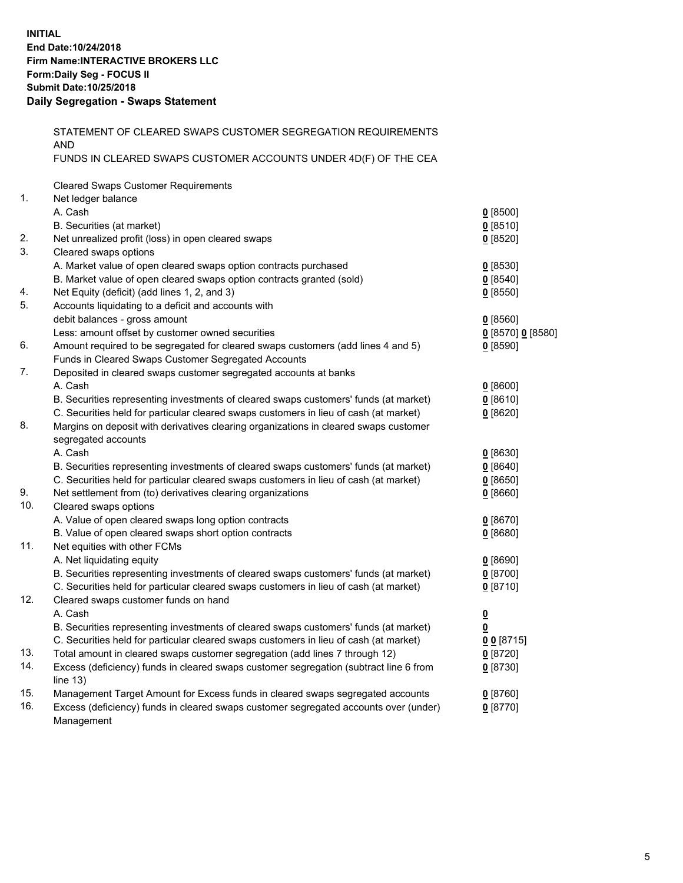**INITIAL**
**End Date:10/24/2018**
**Firm Name:INTERACTIVE BROKERS LLC**
**Form:Daily Seg - FOCUS II**
**Submit Date:10/25/2018**
**Daily Segregation - Swaps Statement**

STATEMENT OF CLEARED SWAPS CUSTOMER SEGREGATION REQUIREMENTS AND FUNDS IN CLEARED SWAPS CUSTOMER ACCOUNTS UNDER 4D(F) OF THE CEA

| | | |
|---|---|---|
| | Cleared Swaps Customer Requirements | |
| 1. | Net ledger balance | |
| | A. Cash | 0 [8500] |
| | B. Securities (at market) | 0 [8510] |
| 2. | Net unrealized profit (loss) in open cleared swaps | 0 [8520] |
| 3. | Cleared swaps options | |
| | A. Market value of open cleared swaps option contracts purchased | 0 [8530] |
| | B. Market value of open cleared swaps option contracts granted (sold) | 0 [8540] |
| 4. | Net Equity (deficit) (add lines 1, 2, and 3) | 0 [8550] |
| 5. | Accounts liquidating to a deficit and accounts with debit balances - gross amount | 0 [8560] |
| | Less: amount offset by customer owned securities | 0 [8570] 0 [8580] |
| 6. | Amount required to be segregated for cleared swaps customers (add lines 4 and 5) | 0 [8590] |
| | Funds in Cleared Swaps Customer Segregated Accounts | |
| 7. | Deposited in cleared swaps customer segregated accounts at banks | |
| | A. Cash | 0 [8600] |
| | B. Securities representing investments of cleared swaps customers' funds (at market) | 0 [8610] |
| | C. Securities held for particular cleared swaps customers in lieu of cash (at market) | 0 [8620] |
| 8. | Margins on deposit with derivatives clearing organizations in cleared swaps customer segregated accounts | |
| | A. Cash | 0 [8630] |
| | B. Securities representing investments of cleared swaps customers' funds (at market) | 0 [8640] |
| | C. Securities held for particular cleared swaps customers in lieu of cash (at market) | 0 [8650] |
| 9. | Net settlement from (to) derivatives clearing organizations | 0 [8660] |
| 10. | Cleared swaps options | |
| | A. Value of open cleared swaps long option contracts | 0 [8670] |
| | B. Value of open cleared swaps short option contracts | 0 [8680] |
| 11. | Net equities with other FCMs | |
| | A. Net liquidating equity | 0 [8690] |
| | B. Securities representing investments of cleared swaps customers' funds (at market) | 0 [8700] |
| | C. Securities held for particular cleared swaps customers in lieu of cash (at market) | 0 [8710] |
| 12. | Cleared swaps customer funds on hand | |
| | A. Cash | 0 |
| | B. Securities representing investments of cleared swaps customers' funds (at market) | 0 |
| | C. Securities held for particular cleared swaps customers in lieu of cash (at market) | 0 0 [8715] |
| 13. | Total amount in cleared swaps customer segregation (add lines 7 through 12) | 0 [8720] |
| 14. | Excess (deficiency) funds in cleared swaps customer segregation (subtract line 6 from line 13) | 0 [8730] |
| 15. | Management Target Amount for Excess funds in cleared swaps segregated accounts | 0 [8760] |
| 16. | Excess (deficiency) funds in cleared swaps customer segregated accounts over (under) Management | 0 [8770] |